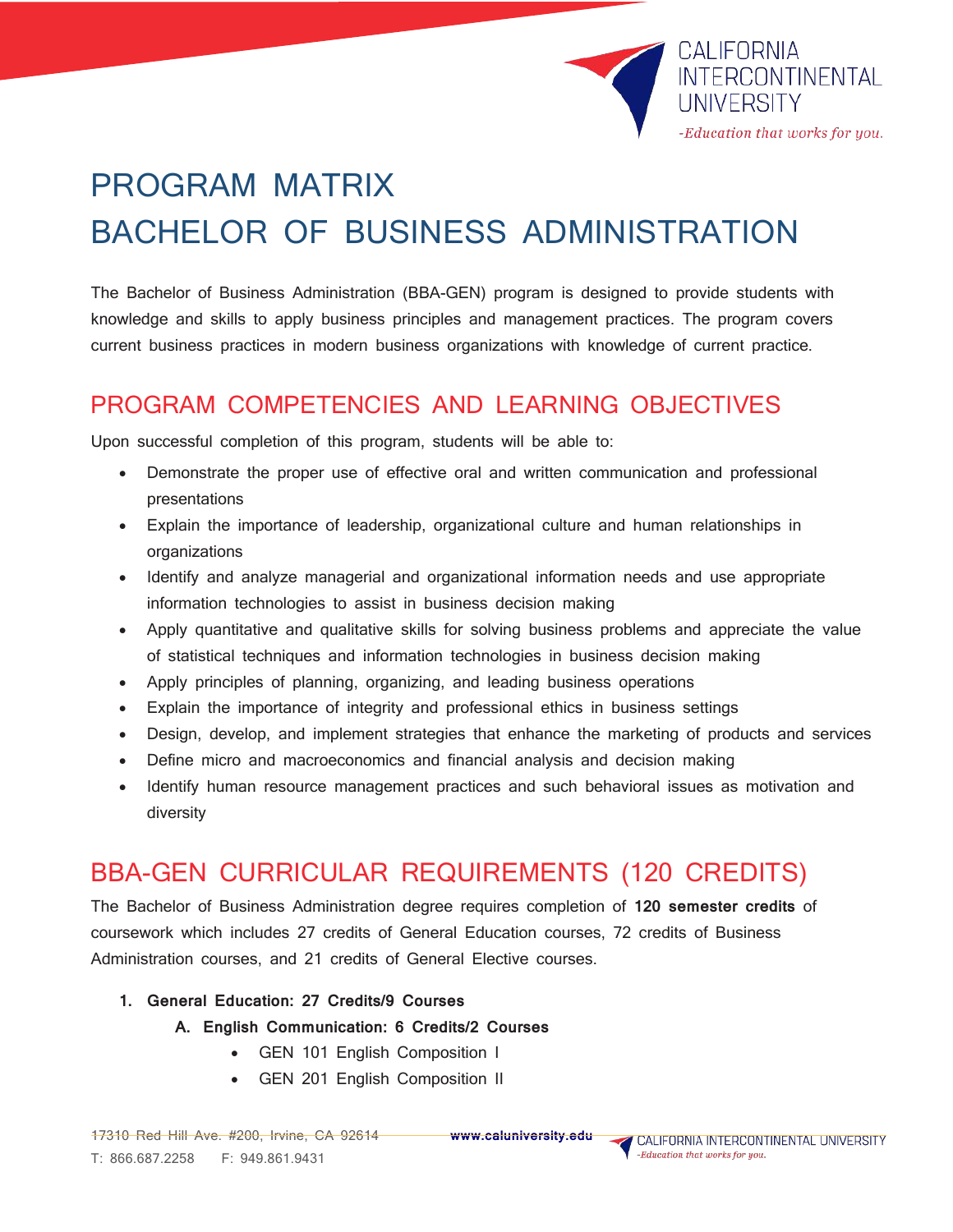# PROGRAM MATRIX
# BACHELOR OF BUSINESS ADMINISTRATION

The Bachelor of Business Administration (BBA-GEN) program is designed to provide students with knowledge and skills to apply business principles and management practices. The program covers current business practices in modern business organizations with knowledge of current practice.

## PROGRAM COMPETENCIES AND LEARNING OBJECTIVES

Upon successful completion of this program, students will be able to:

- Demonstrate the proper use of effective oral and written communication and professional presentations
- Explain the importance of leadership, organizational culture and human relationships in organizations
- Identify and analyze managerial and organizational information needs and use appropriate information technologies to assist in business decision making
- Apply quantitative and qualitative skills for solving business problems and appreciate the value of statistical techniques and information technologies in business decision making
- Apply principles of planning, organizing, and leading business operations
- Explain the importance of integrity and professional ethics in business settings
- Design, develop, and implement strategies that enhance the marketing of products and services
- Define micro and macroeconomics and financial analysis and decision making
- Identify human resource management practices and such behavioral issues as motivation and diversity

## BBA-GEN CURRICULAR REQUIREMENTS (120 CREDITS)

The Bachelor of Business Administration degree requires completion of **120 semester credits** of coursework which includes 27 credits of General Education courses, 72 credits of Business Administration courses, and 21 credits of General Elective courses.

1. **General Education: 27 Credits/9 Courses**
   - **A. English Communication: 6 Credits/2 Courses**
     - GEN 101 English Composition I
     - GEN 201 English Composition II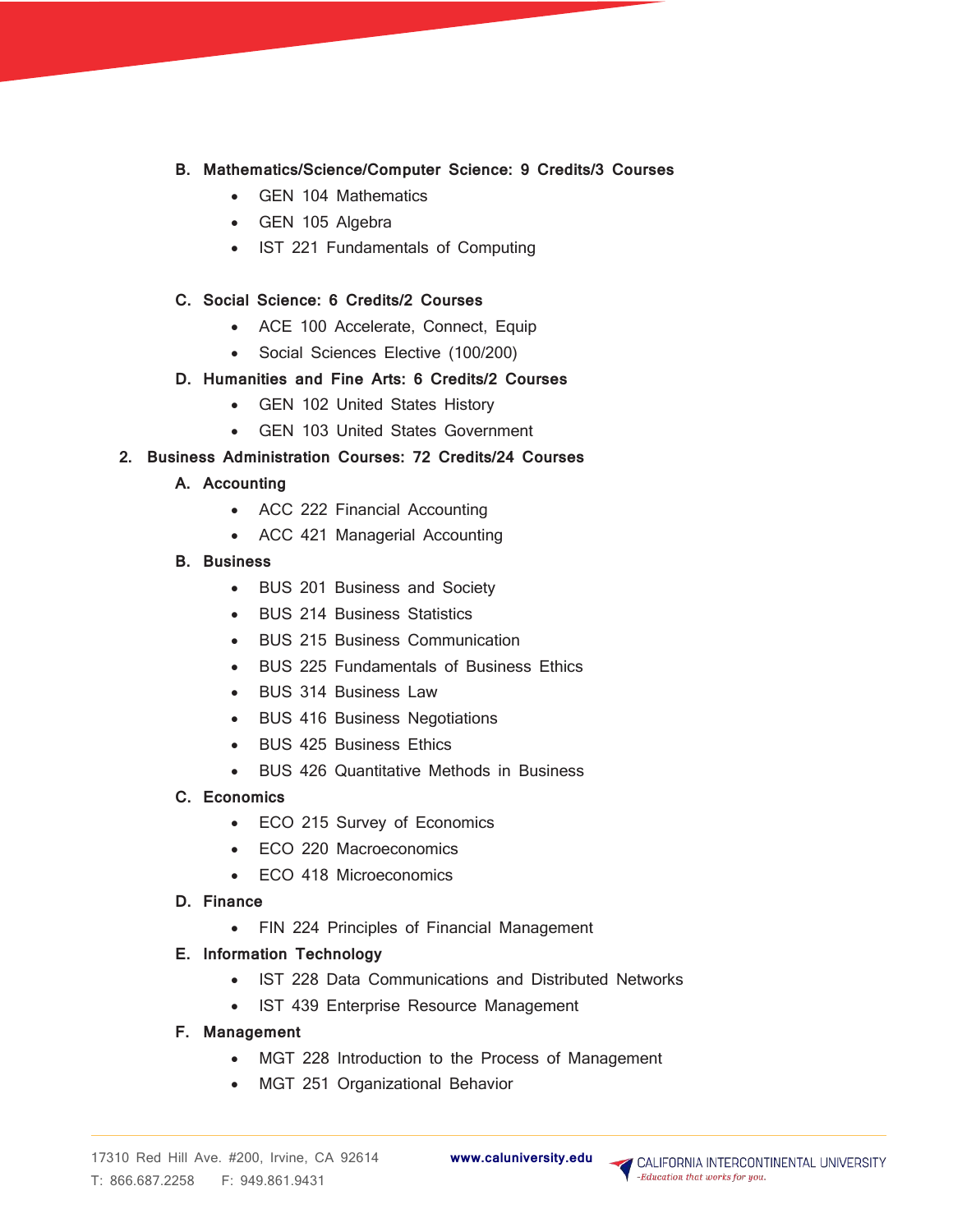B. **Mathematics/Science/Computer Science: 9 Credits/3 Courses**
   - GEN 104 Mathematics
   - GEN 105 Algebra
   - IST 221 Fundamentals of Computing

C. **Social Science: 6 Credits/2 Courses**
   - ACE 100 Accelerate, Connect, Equip
   - Social Sciences Elective (100/200)

D. **Humanities and Fine Arts: 6 Credits/2 Courses**
   - GEN 102 United States History
   - GEN 103 United States Government

2. **Business Administration Courses: 72 Credits/24 Courses**

A. **Accounting**
   - ACC 222 Financial Accounting
   - ACC 421 Managerial Accounting

B. **Business**
   - BUS 201 Business and Society
   - BUS 214 Business Statistics
   - BUS 215 Business Communication
   - BUS 225 Fundamentals of Business Ethics
   - BUS 314 Business Law
   - BUS 416 Business Negotiations
   - BUS 425 Business Ethics
   - BUS 426 Quantitative Methods in Business

C. **Economics**
   - ECO 215 Survey of Economics
   - ECO 220 Macroeconomics
   - ECO 418 Microeconomics

D. **Finance**
   - FIN 224 Principles of Financial Management

E. **Information Technology**
   - IST 228 Data Communications and Distributed Networks
   - IST 439 Enterprise Resource Management

F. **Management**
   - MGT 228 Introduction to the Process of Management
   - MGT 251 Organizational Behavior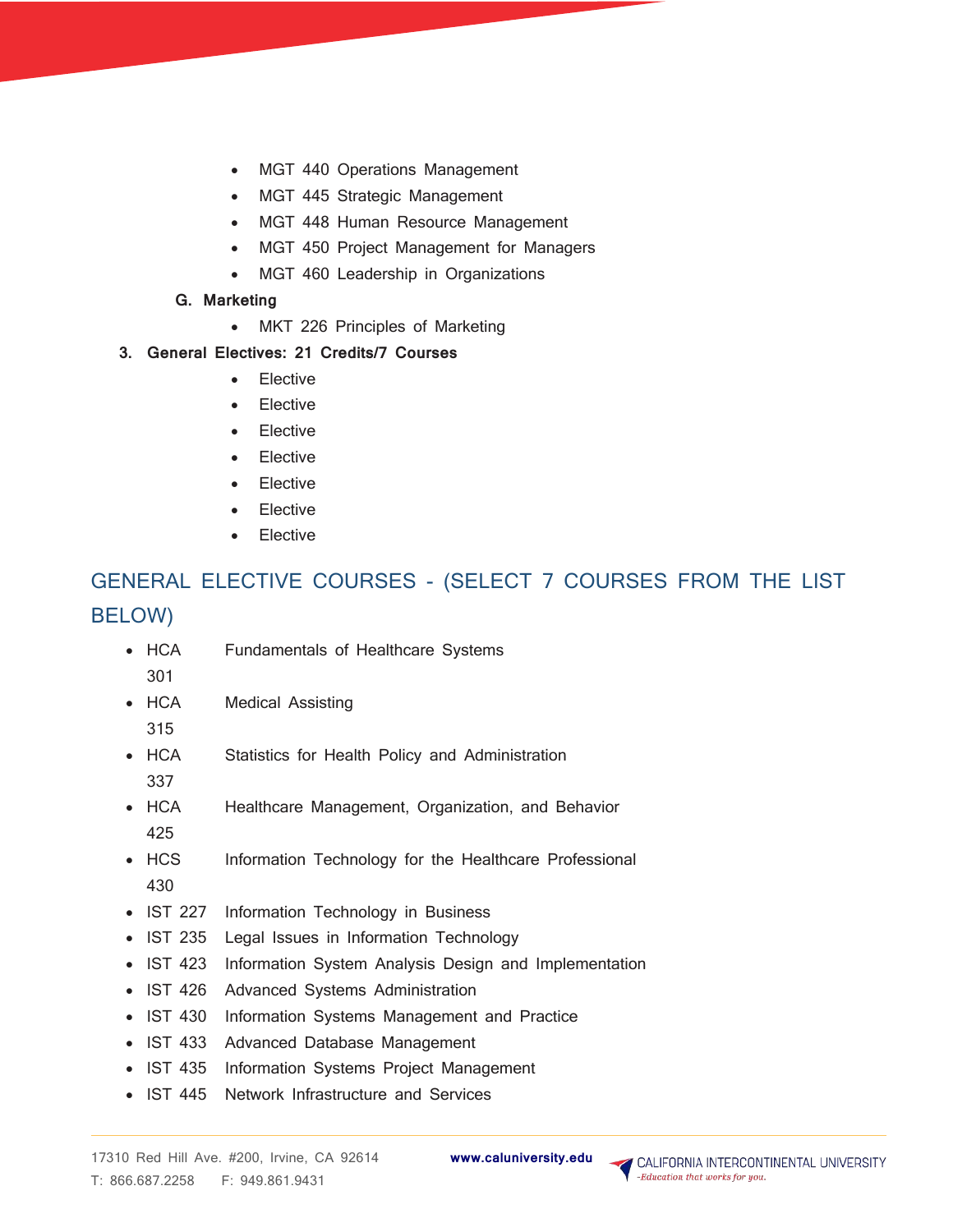- MGT 440 Operations Management
- MGT 445 Strategic Management
- MGT 448 Human Resource Management
- MGT 450 Project Management for Managers
- MGT 460 Leadership in Organizations

**G. Marketing**

- MKT 226 Principles of Marketing

**3. General Electives: 21 Credits/7 Courses**

- Elective
- Elective
- Elective
- Elective
- Elective
- Elective
- Elective

## GENERAL ELECTIVE COURSES - (SELECT 7 COURSES FROM THE LIST BELOW)

- HCA 301 Fundamentals of Healthcare Systems
- HCA 315 Medical Assisting
- HCA 337 Statistics for Health Policy and Administration
- HCA 425 Healthcare Management, Organization, and Behavior
- HCS 430 Information Technology for the Healthcare Professional
- IST 227 Information Technology in Business
- IST 235 Legal Issues in Information Technology
- IST 423 Information System Analysis Design and Implementation
- IST 426 Advanced Systems Administration
- IST 430 Information Systems Management and Practice
- IST 433 Advanced Database Management
- IST 435 Information Systems Project Management
- IST 445 Network Infrastructure and Services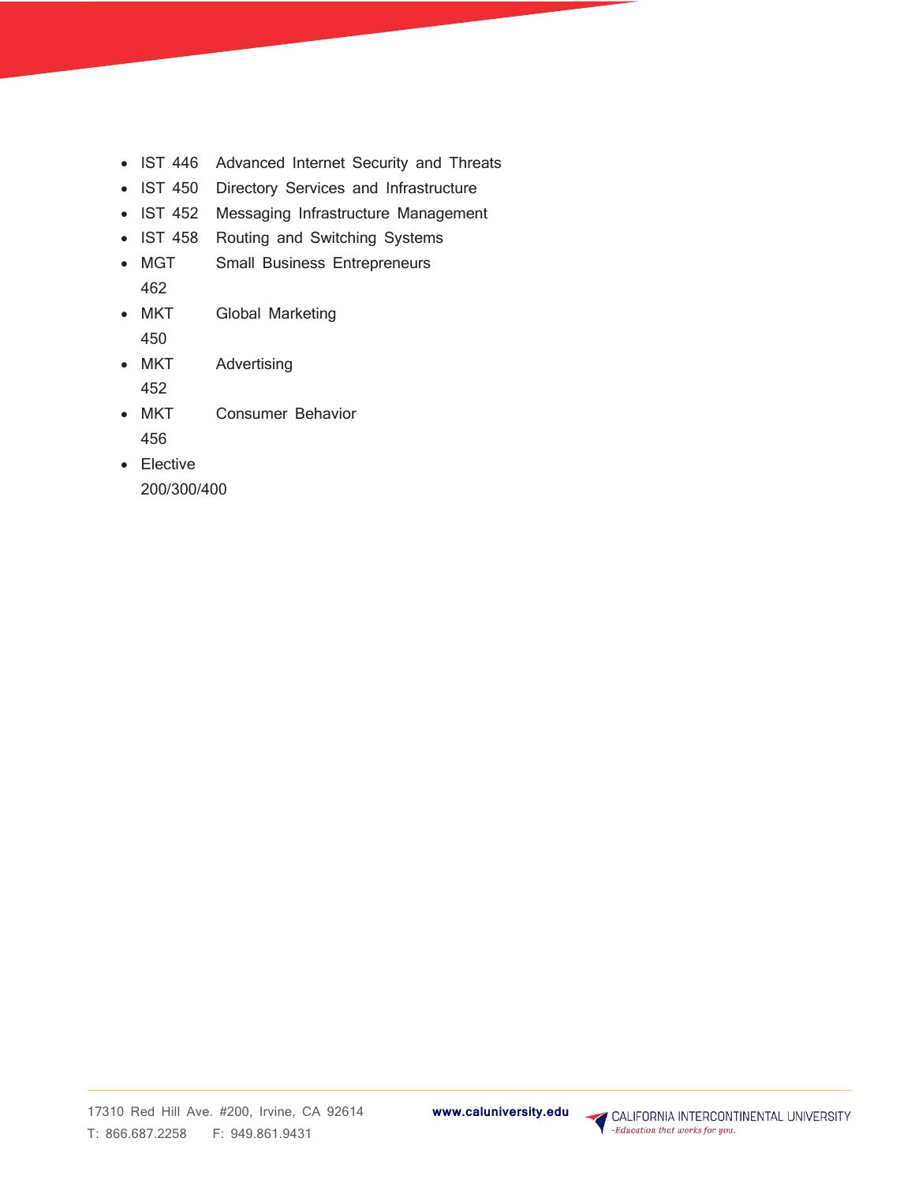- IST 446 Advanced Internet Security and Threats
- IST 450 Directory Services and Infrastructure
- IST 452 Messaging Infrastructure Management
- IST 458 Routing and Switching Systems
- MGT 462 Small Business Entrepreneurs
- MKT 450 Global Marketing
- MKT 452 Advertising
- MKT 456 Consumer Behavior
- Elective 200/300/400